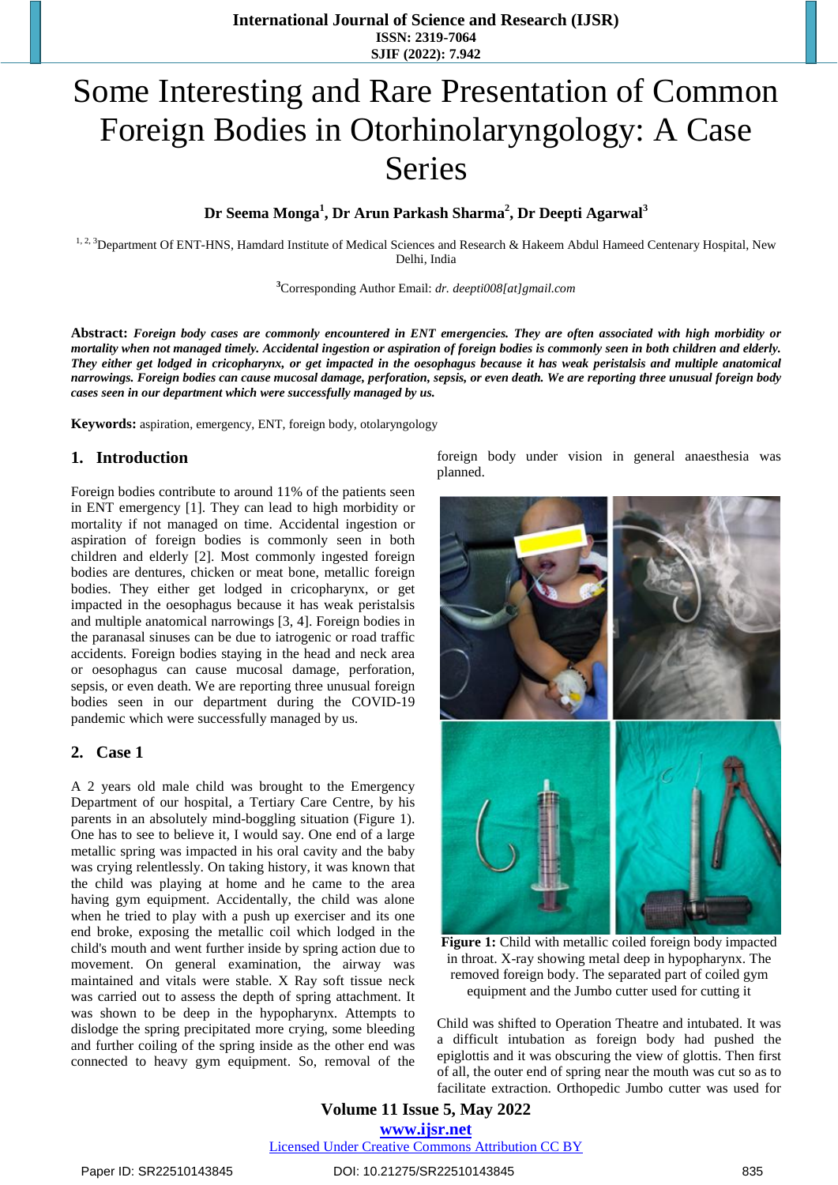# Some Interesting and Rare Presentation of Common Foreign Bodies in Otorhinolaryngology: A Case Series

**Dr Seema Monga[1], Dr Arun Parkash Sharma[2], Dr Deepti Agarwal[3]**

[1, 2, 3]Department Of ENT-HNS, Hamdard Institute of Medical Sciences and Research & Hakeem Abdul Hameed Centenary Hospital, New Delhi, India

[3]Corresponding Author Email: *dr. deepti008[at]gmail.com*

**Abstract:** ***Foreign body cases are commonly encountered in ENT emergencies. They are often associated with high morbidity or mortality when not managed timely. Accidental ingestion or aspiration of foreign bodies is commonly seen in both children and elderly. They either get lodged in cricopharynx, or get impacted in the oesophagus because it has weak peristalsis and multiple anatomical narrowings. Foreign bodies can cause mucosal damage, perforation, sepsis, or even death. We are reporting three unusual foreign body cases seen in our department which were successfully managed by us.***

**Keywords:** aspiration, emergency, ENT, foreign body, otolaryngology

## 1. Introduction

Foreign bodies contribute to around 11% of the patients seen in ENT emergency [1]. They can lead to high morbidity or mortality if not managed on time. Accidental ingestion or aspiration of foreign bodies is commonly seen in both children and elderly [2]. Most commonly ingested foreign bodies are dentures, chicken or meat bone, metallic foreign bodies. They either get lodged in cricopharynx, or get impacted in the oesophagus because it has weak peristalsis and multiple anatomical narrowings [3, 4]. Foreign bodies in the paranasal sinuses can be due to iatrogenic or road traffic accidents. Foreign bodies staying in the head and neck area or oesophagus can cause mucosal damage, perforation, sepsis, or even death. We are reporting three unusual foreign bodies seen in our department during the COVID-19 pandemic which were successfully managed by us.

## 2. Case 1

A 2 years old male child was brought to the Emergency Department of our hospital, a Tertiary Care Centre, by his parents in an absolutely mind-boggling situation (Figure 1). One has to see to believe it, I would say. One end of a large metallic spring was impacted in his oral cavity and the baby was crying relentlessly. On taking history, it was known that the child was playing at home and he came to the area having gym equipment. Accidentally, the child was alone when he tried to play with a push up exerciser and its one end broke, exposing the metallic coil which lodged in the child's mouth and went further inside by spring action due to movement. On general examination, the airway was maintained and vitals were stable. X Ray soft tissue neck was carried out to assess the depth of spring attachment. It was shown to be deep in the hypopharynx. Attempts to dislodge the spring precipitated more crying, some bleeding and further coiling of the spring inside as the other end was connected to heavy gym equipment. So, removal of the foreign body under vision in general anaesthesia was planned.

**Figure 1:** Child with metallic coiled foreign body impacted in throat. X-ray showing metal deep in hypopharynx. The removed foreign body. The separated part of coiled gym equipment and the Jumbo cutter used for cutting it

Child was shifted to Operation Theatre and intubated. It was a difficult intubation as foreign body had pushed the epiglottis and it was obscuring the view of glottis. Then first of all, the outer end of spring near the mouth was cut so as to facilitate extraction. Orthopedic Jumbo cutter was used for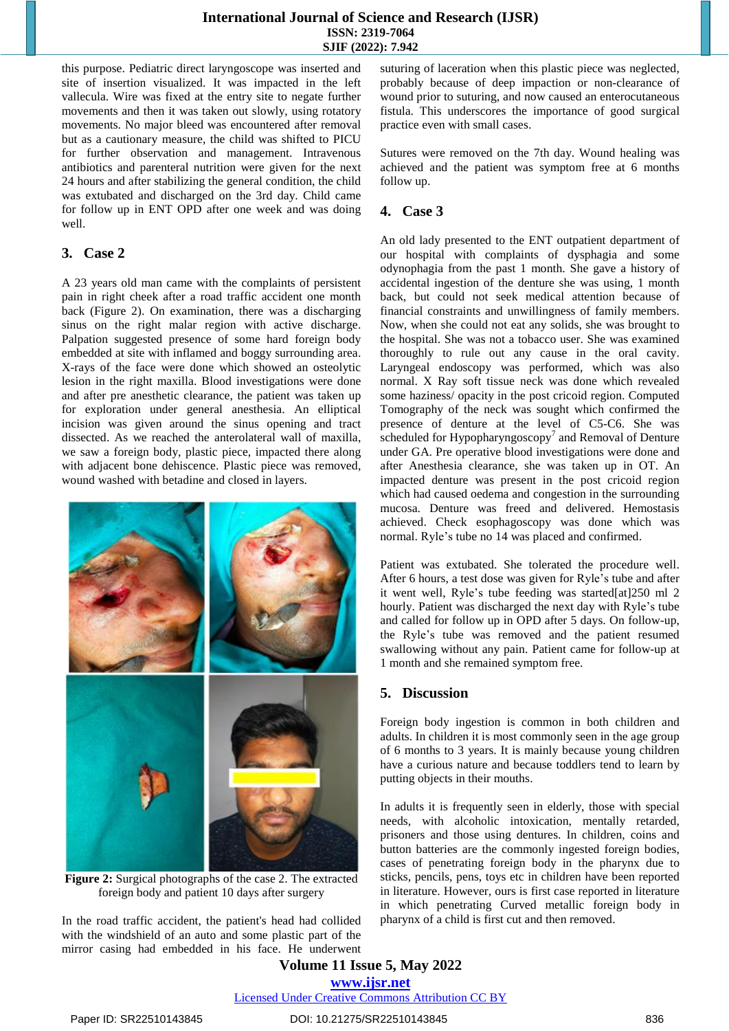this purpose. Pediatric direct laryngoscope was inserted and site of insertion visualized. It was impacted in the left vallecula. Wire was fixed at the entry site to negate further movements and then it was taken out slowly, using rotatory movements. No major bleed was encountered after removal but as a cautionary measure, the child was shifted to PICU for further observation and management. Intravenous antibiotics and parenteral nutrition were given for the next 24 hours and after stabilizing the general condition, the child was extubated and discharged on the 3rd day. Child came for follow up in ENT OPD after one week and was doing well.

## 3. Case 2

A 23 years old man came with the complaints of persistent pain in right cheek after a road traffic accident one month back (Figure 2). On examination, there was a discharging sinus on the right malar region with active discharge. Palpation suggested presence of some hard foreign body embedded at site with inflamed and boggy surrounding area. X-rays of the face were done which showed an osteolytic lesion in the right maxilla. Blood investigations were done and after pre anesthetic clearance, the patient was taken up for exploration under general anesthesia. An elliptical incision was given around the sinus opening and tract dissected. As we reached the anterolateral wall of maxilla, we saw a foreign body, plastic piece, impacted there along with adjacent bone dehiscence. Plastic piece was removed, wound washed with betadine and closed in layers.

**Figure 2:** Surgical photographs of the case 2. The extracted foreign body and patient 10 days after surgery

In the road traffic accident, the patient's head had collided with the windshield of an auto and some plastic part of the mirror casing had embedded in his face. He underwent suturing of laceration when this plastic piece was neglected, probably because of deep impaction or non-clearance of wound prior to suturing, and now caused an enterocutaneous fistula. This underscores the importance of good surgical practice even with small cases.

Sutures were removed on the 7th day. Wound healing was achieved and the patient was symptom free at 6 months follow up.

## 4. Case 3

An old lady presented to the ENT outpatient department of our hospital with complaints of dysphagia and some odynophagia from the past 1 month. She gave a history of accidental ingestion of the denture she was using, 1 month back, but could not seek medical attention because of financial constraints and unwillingness of family members. Now, when she could not eat any solids, she was brought to the hospital. She was not a tobacco user. She was examined thoroughly to rule out any cause in the oral cavity. Laryngeal endoscopy was performed, which was also normal. X Ray soft tissue neck was done which revealed some haziness/ opacity in the post cricoid region. Computed Tomography of the neck was sought which confirmed the presence of denture at the level of C5-C6. She was scheduled for Hypopharyngoscopy[7] and Removal of Denture under GA. Pre operative blood investigations were done and after Anesthesia clearance, she was taken up in OT. An impacted denture was present in the post cricoid region which had caused oedema and congestion in the surrounding mucosa. Denture was freed and delivered. Hemostasis achieved. Check esophagoscopy was done which was normal. Ryle's tube no 14 was placed and confirmed.

Patient was extubated. She tolerated the procedure well. After 6 hours, a test dose was given for Ryle's tube and after it went well, Ryle's tube feeding was started[at]250 ml 2 hourly. Patient was discharged the next day with Ryle's tube and called for follow up in OPD after 5 days. On follow-up, the Ryle's tube was removed and the patient resumed swallowing without any pain. Patient came for follow-up at 1 month and she remained symptom free.

## 5. Discussion

Foreign body ingestion is common in both children and adults. In children it is most commonly seen in the age group of 6 months to 3 years. It is mainly because young children have a curious nature and because toddlers tend to learn by putting objects in their mouths.

In adults it is frequently seen in elderly, those with special needs, with alcoholic intoxication, mentally retarded, prisoners and those using dentures. In children, coins and button batteries are the commonly ingested foreign bodies, cases of penetrating foreign body in the pharynx due to sticks, pencils, pens, toys etc in children have been reported in literature. However, ours is first case reported in literature in which penetrating Curved metallic foreign body in pharynx of a child is first cut and then removed.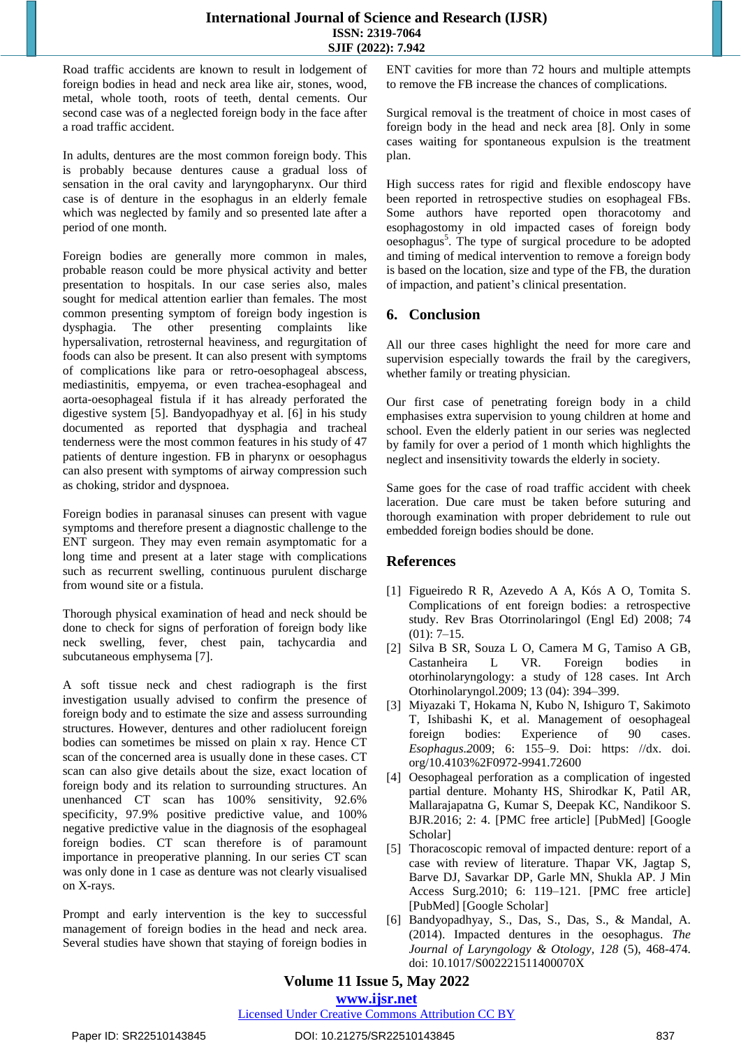Road traffic accidents are known to result in lodgement of foreign bodies in head and neck area like air, stones, wood, metal, whole tooth, roots of teeth, dental cements. Our second case was of a neglected foreign body in the face after a road traffic accident.

In adults, dentures are the most common foreign body. This is probably because dentures cause a gradual loss of sensation in the oral cavity and laryngopharynx. Our third case is of denture in the esophagus in an elderly female which was neglected by family and so presented late after a period of one month.

Foreign bodies are generally more common in males, probable reason could be more physical activity and better presentation to hospitals. In our case series also, males sought for medical attention earlier than females. The most common presenting symptom of foreign body ingestion is dysphagia. The other presenting complaints like hypersalivation, retrosternal heaviness, and regurgitation of foods can also be present. It can also present with symptoms of complications like para or retro-oesophageal abscess, mediastinitis, empyema, or even trachea-esophageal and aorta-oesophageal fistula if it has already perforated the digestive system [5]. Bandyopadhyay et al. [6] in his study documented as reported that dysphagia and tracheal tenderness were the most common features in his study of 47 patients of denture ingestion. FB in pharynx or oesophagus can also present with symptoms of airway compression such as choking, stridor and dyspnoea.

Foreign bodies in paranasal sinuses can present with vague symptoms and therefore present a diagnostic challenge to the ENT surgeon. They may even remain asymptomatic for a long time and present at a later stage with complications such as recurrent swelling, continuous purulent discharge from wound site or a fistula.

Thorough physical examination of head and neck should be done to check for signs of perforation of foreign body like neck swelling, fever, chest pain, tachycardia and subcutaneous emphysema [7].

A soft tissue neck and chest radiograph is the first investigation usually advised to confirm the presence of foreign body and to estimate the size and assess surrounding structures. However, dentures and other radiolucent foreign bodies can sometimes be missed on plain x ray. Hence CT scan of the concerned area is usually done in these cases. CT scan can also give details about the size, exact location of foreign body and its relation to surrounding structures. An unenhanced CT scan has 100% sensitivity, 92.6% specificity, 97.9% positive predictive value, and 100% negative predictive value in the diagnosis of the esophageal foreign bodies. CT scan therefore is of paramount importance in preoperative planning. In our series CT scan was only done in 1 case as denture was not clearly visualised on X-rays.

Prompt and early intervention is the key to successful management of foreign bodies in the head and neck area. Several studies have shown that staying of foreign bodies in ENT cavities for more than 72 hours and multiple attempts to remove the FB increase the chances of complications.

Surgical removal is the treatment of choice in most cases of foreign body in the head and neck area [8]. Only in some cases waiting for spontaneous expulsion is the treatment plan.

High success rates for rigid and flexible endoscopy have been reported in retrospective studies on esophageal FBs. Some authors have reported open thoracotomy and esophagostomy in old impacted cases of foreign body oesophagus[5]. The type of surgical procedure to be adopted and timing of medical intervention to remove a foreign body is based on the location, size and type of the FB, the duration of impaction, and patient's clinical presentation.

## 6. Conclusion

All our three cases highlight the need for more care and supervision especially towards the frail by the caregivers, whether family or treating physician.

Our first case of penetrating foreign body in a child emphasises extra supervision to young children at home and school. Even the elderly patient in our series was neglected by family for over a period of 1 month which highlights the neglect and insensitivity towards the elderly in society.

Same goes for the case of road traffic accident with cheek laceration. Due care must be taken before suturing and thorough examination with proper debridement to rule out embedded foreign bodies should be done.

## References

[1] Figueiredo R R, Azevedo A A, Kós A O, Tomita S. Complications of ent foreign bodies: a retrospective study. Rev Bras Otorrinolaringol (Engl Ed) 2008; 74 (01): 7–15.

[2] Silva B SR, Souza L O, Camera M G, Tamiso A GB, Castanheira L VR. Foreign bodies in otorhinolaryngology: a study of 128 cases. Int Arch Otorhinolaryngol.2009; 13 (04): 394–399.

[3] Miyazaki T, Hokama N, Kubo N, Ishiguro T, Sakimoto T, Ishibashi K, et al. Management of oesophageal foreign bodies: Experience of 90 cases. *Esophagus*.2009; 6: 155–9. Doi: https: //dx. doi. org/10.4103%2F0972-9941.72600

[4] Oesophageal perforation as a complication of ingested partial denture. Mohanty HS, Shirodkar K, Patil AR, Mallarajapatna G, Kumar S, Deepak KC, Nandikoor S. BJR.2016; 2: 4. [PMC free article] [PubMed] [Google Scholar]

[5] Thoracoscopic removal of impacted denture: report of a case with review of literature. Thapar VK, Jagtap S, Barve DJ, Savarkar DP, Garle MN, Shukla AP. J Min Access Surg.2010; 6: 119–121. [PMC free article] [PubMed] [Google Scholar]

[6] Bandyopadhyay, S., Das, S., Das, S., & Mandal, A. (2014). Impacted dentures in the oesophagus. *The Journal of Laryngology & Otology, 128* (5), 468-474. doi: 10.1017/S002221511400070X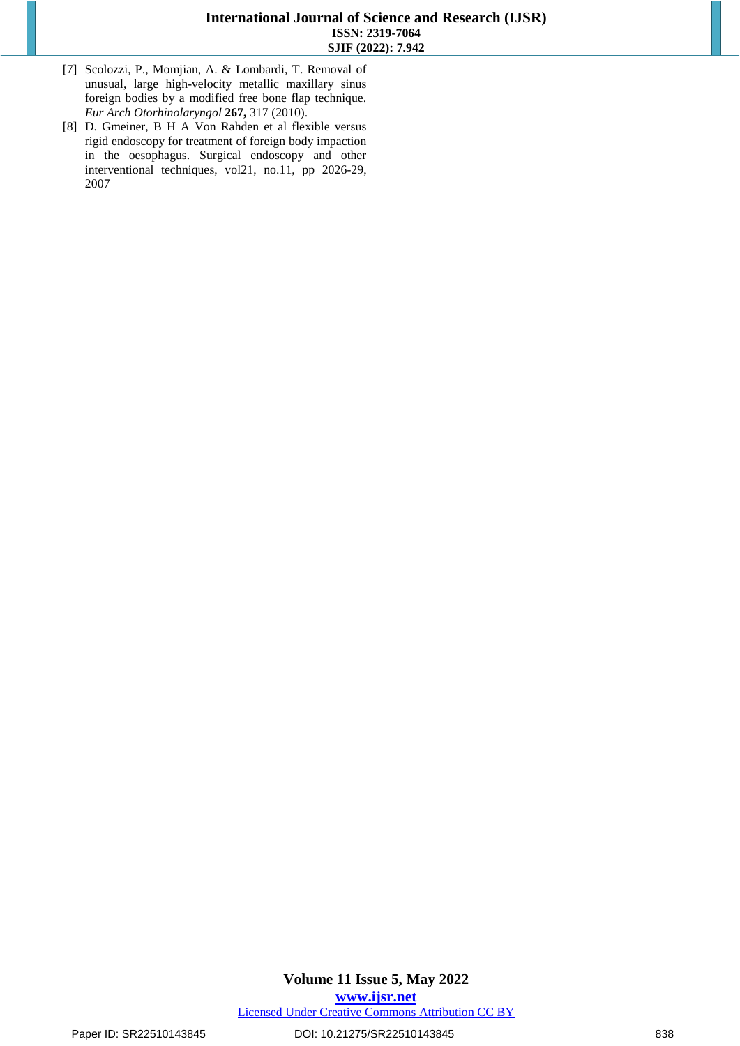[7] Scolozzi, P., Momjian, A. & Lombardi, T. Removal of unusual, large high-velocity metallic maxillary sinus foreign bodies by a modified free bone flap technique. *Eur Arch Otorhinolaryngol* **267,** 317 (2010).

[8] D. Gmeiner, B H A Von Rahden et al flexible versus rigid endoscopy for treatment of foreign body impaction in the oesophagus. Surgical endoscopy and other interventional techniques, vol21, no.11, pp 2026-29, 2007